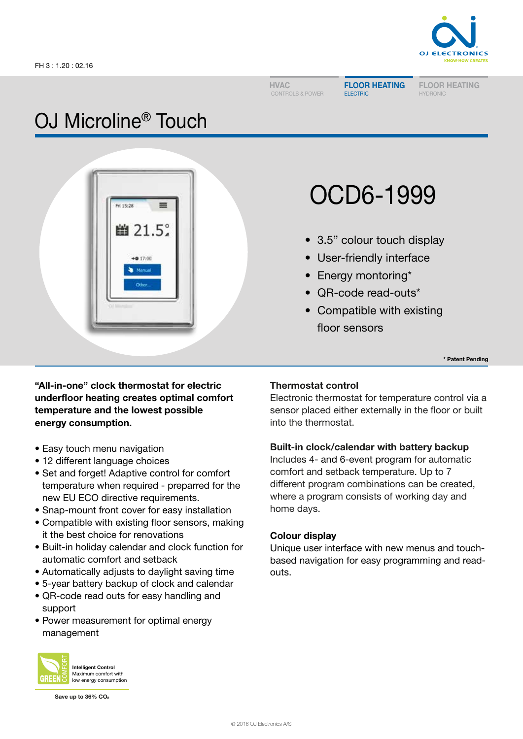FH 3 : 1.20 : 02.16

HVAC
CONTROLS & POWER

FLOOR HEATING
ELECTRIC

FLOOR HEATING
HYDRONIC

# OJ Microline® Touch

## OCD6-1999

- 3.5” colour touch display
- User-friendly interface
- Energy montoring*
- QR-code read-outs*
- Compatible with existing floor sensors

\* Patent Pending

**“All-in-one” clock thermostat for electric underfloor heating creates optimal comfort temperature and the lowest possible energy consumption.**

- Easy touch menu navigation
- 12 different language choices
- Set and forget! Adaptive control for comfort temperature when required - prepared for the new EU ECO directive requirements.
- Snap-mount front cover for easy installation
- Compatible with existing floor sensors, making it the best choice for renovations
- Built-in holiday calendar and clock function for automatic comfort and setback
- Automatically adjusts to daylight saving time
- 5-year battery backup of clock and calendar
- QR-code read outs for easy handling and support
- Power measurement for optimal energy management

GREEN COMFORT
**Intelligent Control**
Maximum comfort with low energy consumption

**Save up to 36% $CO_2$**

### Thermostat control

Electronic thermostat for temperature control via a sensor placed either externally in the floor or built into the thermostat.

### Built-in clock/calendar with battery backup

Includes 4- and 6-event program for automatic comfort and setback temperature. Up to 7 different program combinations can be created, where a program consists of working day and home days.

### Colour display

Unique user interface with new menus and touch-based navigation for easy programming and read-outs.

© 2016 OJ Electronics A/S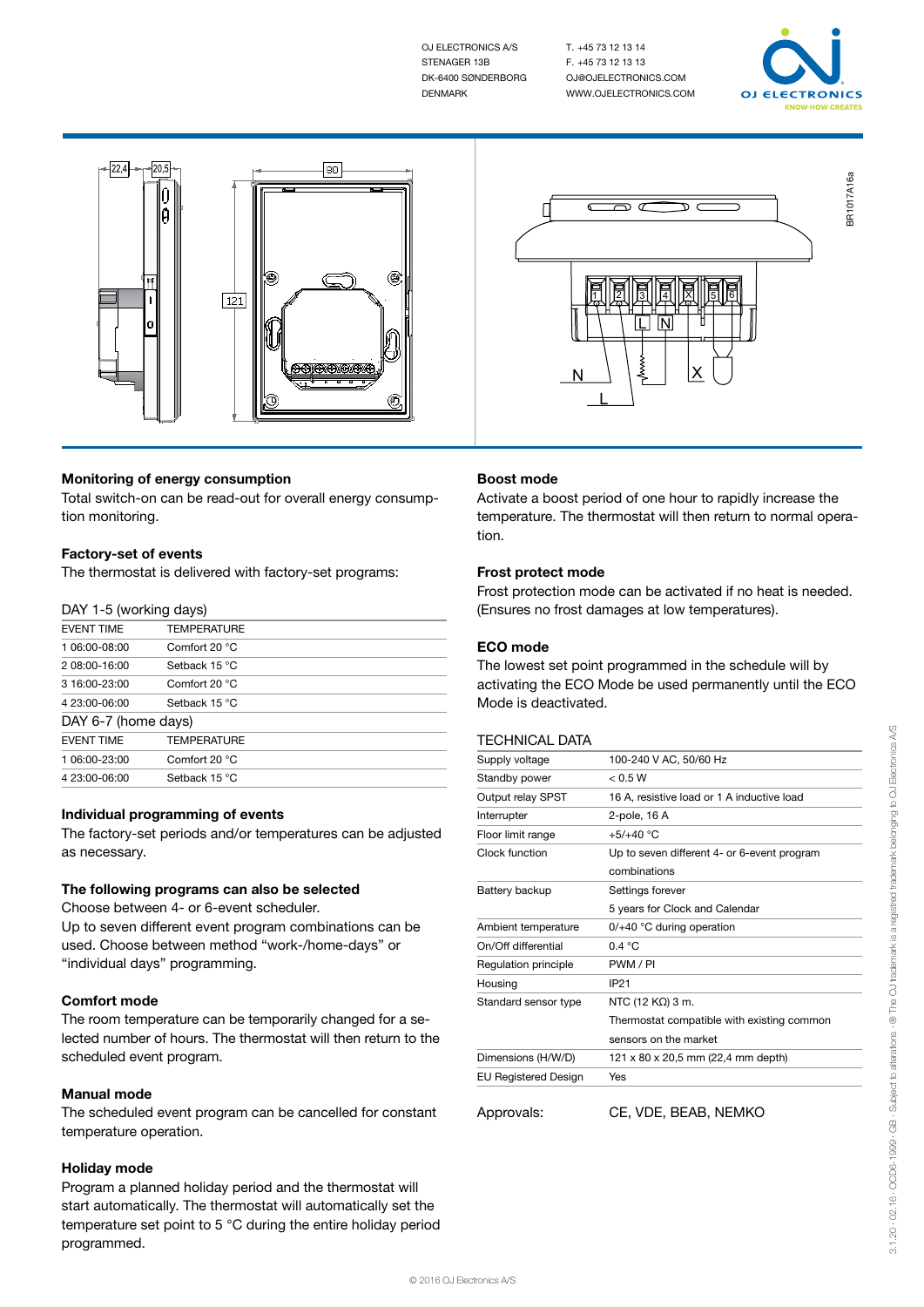OJ ELECTRONICS A/S
STENAGER 13B
DK-6400 SØNDERBORG
DENMARK

T. +45 73 12 13 14
F. +45 73 12 13 13
OJ@OJELECTRONICS.COM
WWW.OJELECTRONICS.COM

22,4 20,5 80 121

1 2 3 4 X 5 6
L N
N X
L

BR1017A16a

### Monitoring of energy consumption

Total switch-on can be read-out for overall energy consumption monitoring.

### Factory-set of events

The thermostat is delivered with factory-set programs:

| DAY 1-5 (working days) | |
|---|---|
| EVENT TIME | TEMPERATURE |
| 1 06:00-08:00 | Comfort 20 °C |
| 2 08:00-16:00 | Setback 15 °C |
| 3 16:00-23:00 | Comfort 20 °C |
| 4 23:00-06:00 | Setback 15 °C |

| DAY 6-7 (home days) | |
|---|---|
| EVENT TIME | TEMPERATURE |
| 1 06:00-23:00 | Comfort 20 °C |
| 4 23:00-06:00 | Setback 15 °C |

### Individual programming of events

The factory-set periods and/or temperatures can be adjusted as necessary.

### The following programs can also be selected

Choose between 4- or 6-event scheduler.
Up to seven different event program combinations can be used. Choose between method "work-/home-days" or "individual days" programming.

### Comfort mode

The room temperature can be temporarily changed for a selected number of hours. The thermostat will then return to the scheduled event program.

### Manual mode

The scheduled event program can be cancelled for constant temperature operation.

### Holiday mode

Program a planned holiday period and the thermostat will start automatically. The thermostat will automatically set the temperature set point to 5 °C during the entire holiday period programmed.

### Boost mode

Activate a boost period of one hour to rapidly increase the temperature. The thermostat will then return to normal operation.

### Frost protect mode

Frost protection mode can be activated if no heat is needed. (Ensures no frost damages at low temperatures).

### ECO mode

The lowest set point programmed in the schedule will by activating the ECO Mode be used permanently until the ECO Mode is deactivated.

TECHNICAL DATA

| | |
|---|---|
| Supply voltage | 100-240 V AC, 50/60 Hz |
| Standby power | < 0.5 W |
| Output relay SPST | 16 A, resistive load or 1 A inductive load |
| Interrupter | 2-pole, 16 A |
| Floor limit range | +5/+40 °C |
| Clock function | Up to seven different 4- or 6-event program combinations |
| Battery backup | Settings forever<br>5 years for Clock and Calendar |
| Ambient temperature | 0/+40 °C during operation |
| On/Off differential | 0.4 °C |
| Regulation principle | PWM / PI |
| Housing | IP21 |
| Standard sensor type | NTC (12 KΩ) 3 m.<br>Thermostat compatible with existing common sensors on the market |
| Dimensions (H/W/D) | 121 x 80 x 20,5 mm (22,4 mm depth) |
| EU Registered Design | Yes |

Approvals: CE, VDE, BEAB, NEMKO

3.1.20 · 02.16 · OCD6-1999 · GB · Subject to alterations · ® The OJ trademark is a registred trademark belonging to OJ Electronics A/S

© 2016 OJ Electronics A/S